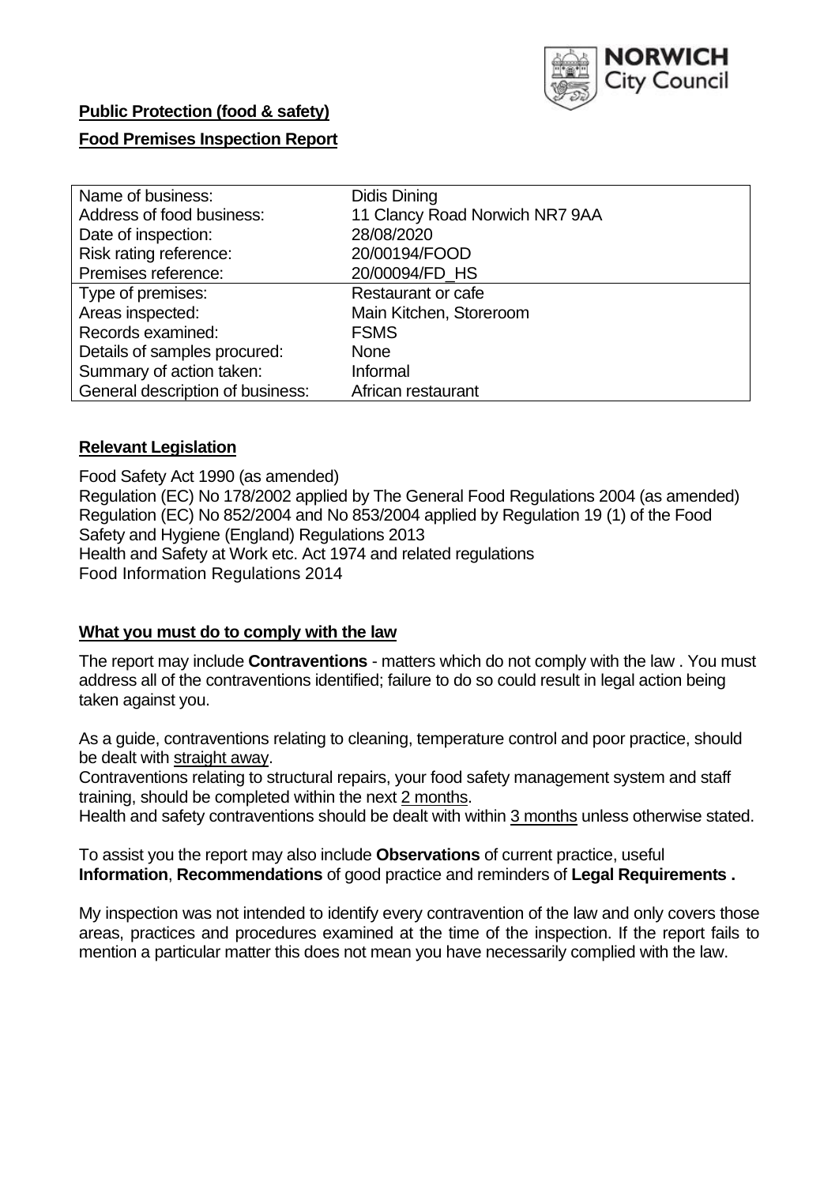**Public Protection (food & safety)**

**Food Premises Inspection Report**

| Name of business: | Didis Dining |
|---|---|
| Address of food business: | 11 Clancy Road Norwich NR7 9AA |
| Date of inspection: | 28/08/2020 |
| Risk rating reference: | 20/00194/FOOD |
| Premises reference: | 20/00094/FD_HS |
| Type of premises: | Restaurant or cafe |
| Areas inspected: | Main Kitchen, Storeroom |
| Records examined: | FSMS |
| Details of samples procured: | None |
| Summary of action taken: | Informal |
| General description of business: | African restaurant |

## Relevant Legislation

Food Safety Act 1990 (as amended)
Regulation (EC) No 178/2002 applied by The General Food Regulations 2004 (as amended)
Regulation (EC) No 852/2004 and No 853/2004 applied by Regulation 19 (1) of the Food Safety and Hygiene (England) Regulations 2013
Health and Safety at Work etc. Act 1974 and related regulations
Food Information Regulations 2014

## What you must do to comply with the law

The report may include **Contraventions** - matters which do not comply with the law . You must address all of the contraventions identified; failure to do so could result in legal action being taken against you.

As a guide, contraventions relating to cleaning, temperature control and poor practice, should be dealt with straight away.
Contraventions relating to structural repairs, your food safety management system and staff training, should be completed within the next 2 months.
Health and safety contraventions should be dealt with within 3 months unless otherwise stated.

To assist you the report may also include **Observations** of current practice, useful **Information**, **Recommendations** of good practice and reminders of **Legal Requirements .**

My inspection was not intended to identify every contravention of the law and only covers those areas, practices and procedures examined at the time of the inspection. If the report fails to mention a particular matter this does not mean you have necessarily complied with the law.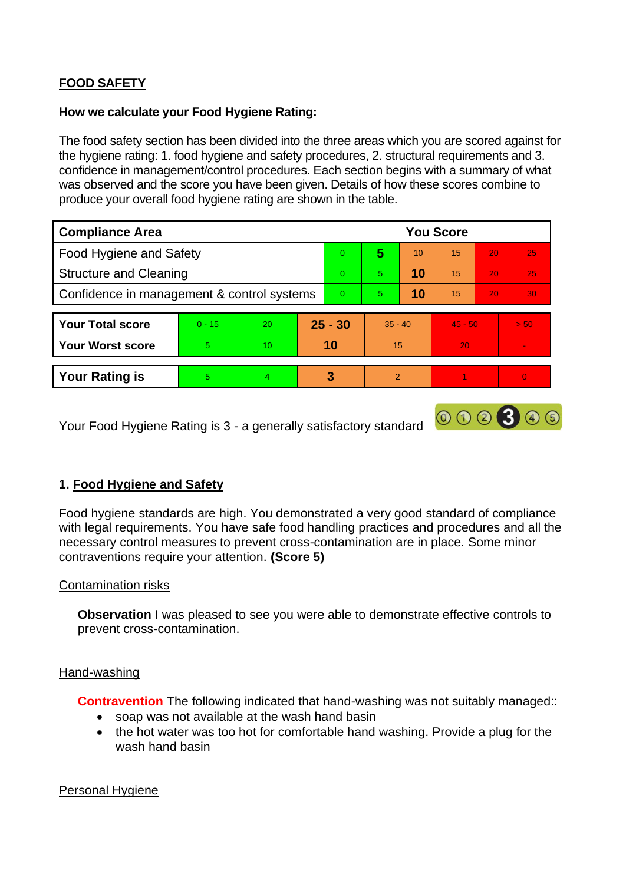## FOOD SAFETY

**How we calculate your Food Hygiene Rating:**

The food safety section has been divided into the three areas which you are scored against for the hygiene rating: 1. food hygiene and safety procedures, 2. structural requirements and 3. confidence in management/control procedures. Each section begins with a summary of what was observed and the score you have been given. Details of how these scores combine to produce your overall food hygiene rating are shown in the table.

| Compliance Area | You Score | | | | | |
|---|---|---|---|---|---|---|
| Food Hygiene and Safety | 0 | **5** | 10 | 15 | 20 | 25 |
| Structure and Cleaning | 0 | 5 | **10** | 15 | 20 | 25 |
| Confidence in management & control systems | 0 | 5 | **10** | 15 | 20 | 30 |

| | | | | | | |
|---|---|---|---|---|---|---|
| **Your Total score** | 0 - 15 | 20 | **25 - 30** | 35 - 40 | 45 - 50 | > 50 |
| **Your Worst score** | 5 | 10 | **10** | 15 | 20 | - |

| | | | | | | |
|---|---|---|---|---|---|---|
| **Your Rating is** | 5 | 4 | **3** | 2 | 1 | 0 |

Your Food Hygiene Rating is 3 - a generally satisfactory standard

### 1. Food Hygiene and Safety

Food hygiene standards are high. You demonstrated a very good standard of compliance with legal requirements. You have safe food handling practices and procedures and all the necessary control measures to prevent cross-contamination are in place. Some minor contraventions require your attention. **(Score 5)**

Contamination risks

**Observation** I was pleased to see you were able to demonstrate effective controls to prevent cross-contamination.

Hand-washing

**Contravention** The following indicated that hand-washing was not suitably managed::

- soap was not available at the wash hand basin
- the hot water was too hot for comfortable hand washing. Provide a plug for the wash hand basin

Personal Hygiene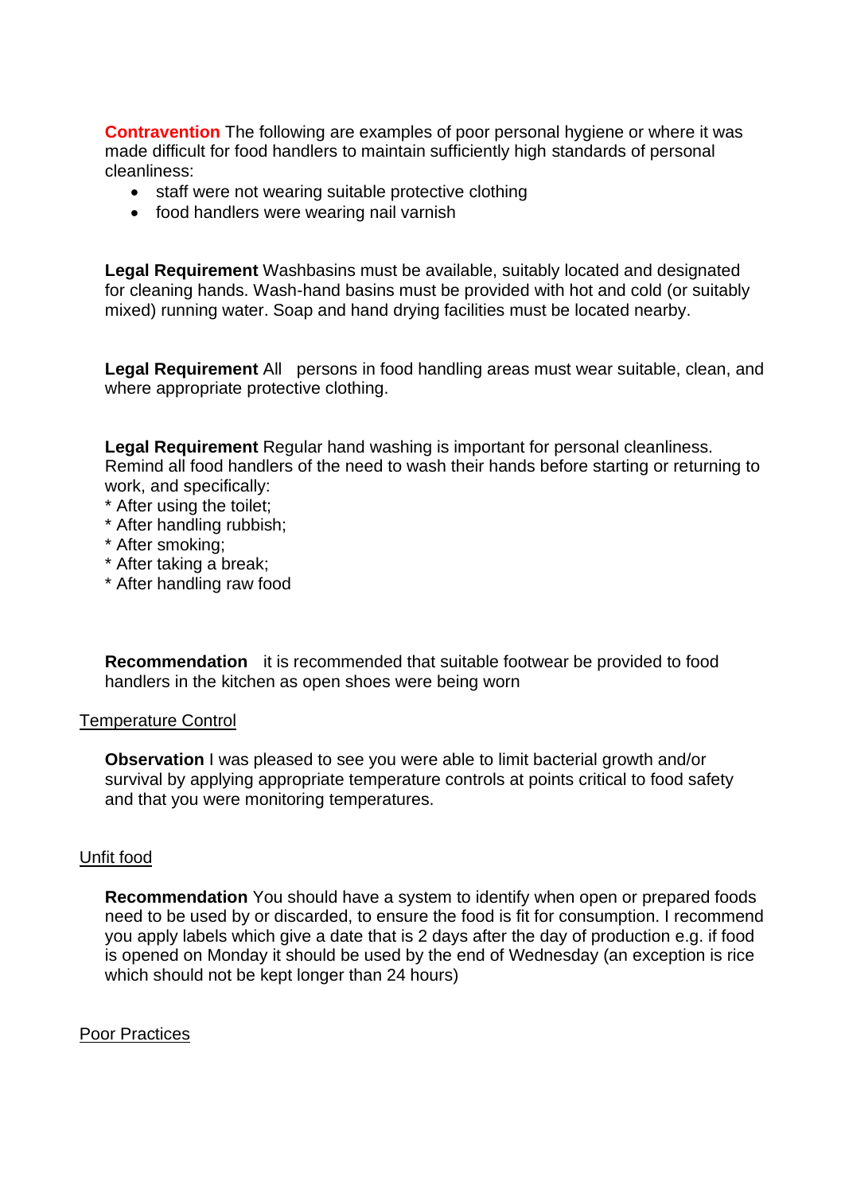**Contravention** The following are examples of poor personal hygiene or where it was made difficult for food handlers to maintain sufficiently high standards of personal cleanliness:

- staff were not wearing suitable protective clothing
- food handlers were wearing nail varnish

**Legal Requirement** Washbasins must be available, suitably located and designated for cleaning hands. Wash-hand basins must be provided with hot and cold (or suitably mixed) running water. Soap and hand drying facilities must be located nearby.

**Legal Requirement** All persons in food handling areas must wear suitable, clean, and where appropriate protective clothing.

**Legal Requirement** Regular hand washing is important for personal cleanliness. Remind all food handlers of the need to wash their hands before starting or returning to work, and specifically:
* After using the toilet;
* After handling rubbish;
* After smoking;
* After taking a break;
* After handling raw food

**Recommendation** it is recommended that suitable footwear be provided to food handlers in the kitchen as open shoes were being worn

<u>Temperature Control</u>

**Observation** I was pleased to see you were able to limit bacterial growth and/or survival by applying appropriate temperature controls at points critical to food safety and that you were monitoring temperatures.

<u>Unfit food</u>

**Recommendation** You should have a system to identify when open or prepared foods need to be used by or discarded, to ensure the food is fit for consumption. I recommend you apply labels which give a date that is 2 days after the day of production e.g. if food is opened on Monday it should be used by the end of Wednesday (an exception is rice which should not be kept longer than 24 hours)

<u>Poor Practices</u>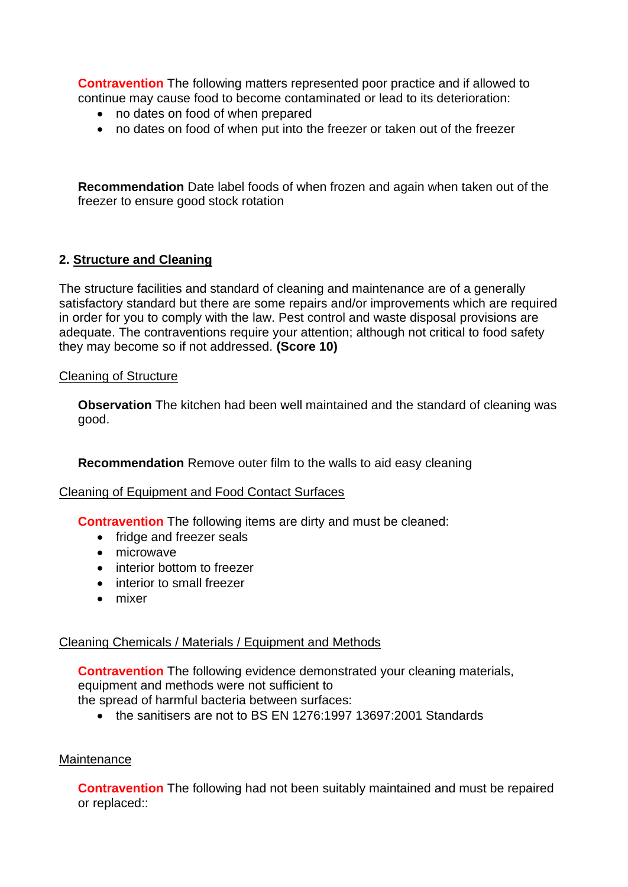**Contravention** The following matters represented poor practice and if allowed to continue may cause food to become contaminated or lead to its deterioration:

- no dates on food of when prepared
- no dates on food of when put into the freezer or taken out of the freezer

**Recommendation** Date label foods of when frozen and again when taken out of the freezer to ensure good stock rotation

## 2. Structure and Cleaning

The structure facilities and standard of cleaning and maintenance are of a generally satisfactory standard but there are some repairs and/or improvements which are required in order for you to comply with the law. Pest control and waste disposal provisions are adequate. The contraventions require your attention; although not critical to food safety they may become so if not addressed. **(Score 10)**

Cleaning of Structure

**Observation** The kitchen had been well maintained and the standard of cleaning was good.

**Recommendation** Remove outer film to the walls to aid easy cleaning

Cleaning of Equipment and Food Contact Surfaces

**Contravention** The following items are dirty and must be cleaned:

- fridge and freezer seals
- microwave
- interior bottom to freezer
- interior to small freezer
- mixer

Cleaning Chemicals / Materials / Equipment and Methods

**Contravention** The following evidence demonstrated your cleaning materials, equipment and methods were not sufficient to
the spread of harmful bacteria between surfaces:

- the sanitisers are not to BS EN 1276:1997 13697:2001 Standards

Maintenance

**Contravention** The following had not been suitably maintained and must be repaired or replaced::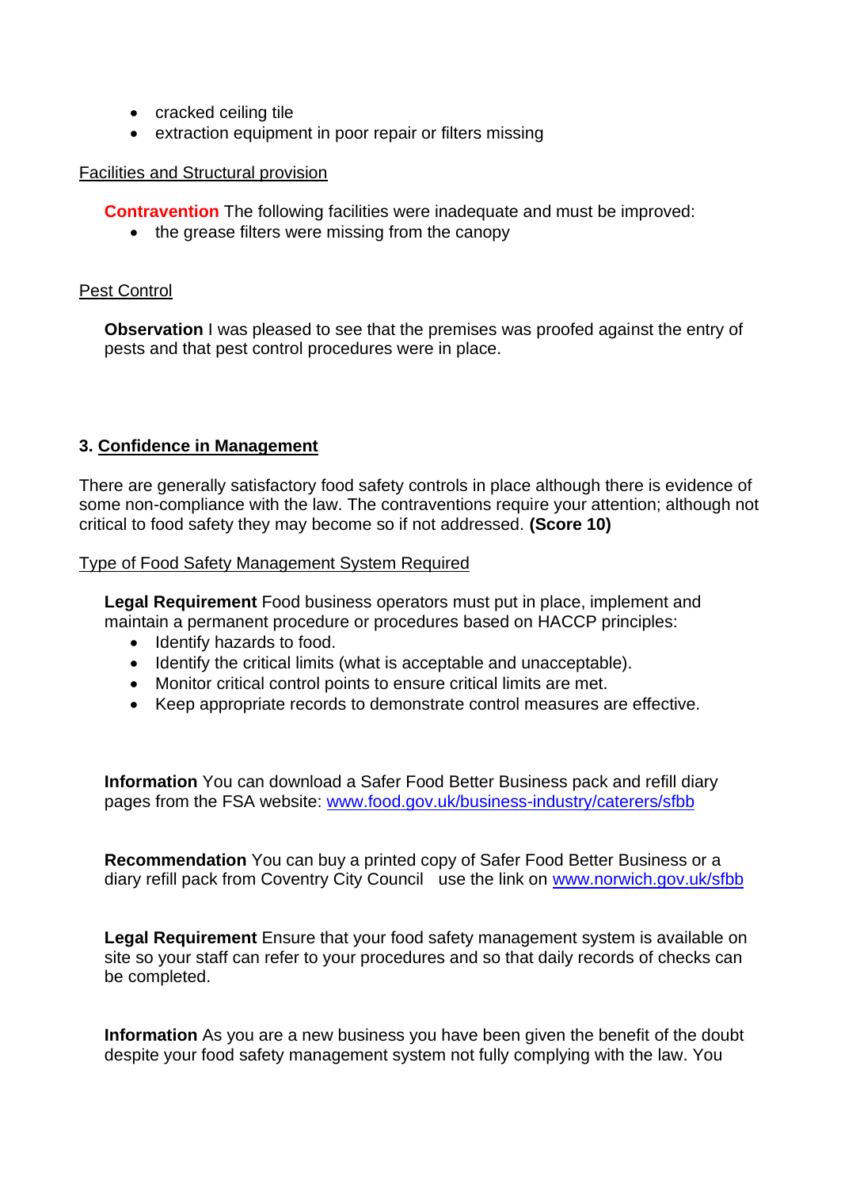- cracked ceiling tile
- extraction equipment in poor repair or filters missing

Facilities and Structural provision

**Contravention** The following facilities were inadequate and must be improved:

- the grease filters were missing from the canopy

Pest Control

**Observation** I was pleased to see that the premises was proofed against the entry of pests and that pest control procedures were in place.

## 3. Confidence in Management

There are generally satisfactory food safety controls in place although there is evidence of some non-compliance with the law. The contraventions require your attention; although not critical to food safety they may become so if not addressed. **(Score 10)**

Type of Food Safety Management System Required

**Legal Requirement** Food business operators must put in place, implement and maintain a permanent procedure or procedures based on HACCP principles:

- Identify hazards to food.
- Identify the critical limits (what is acceptable and unacceptable).
- Monitor critical control points to ensure critical limits are met.
- Keep appropriate records to demonstrate control measures are effective.

**Information** You can download a Safer Food Better Business pack and refill diary pages from the FSA website: www.food.gov.uk/business-industry/caterers/sfbb

**Recommendation** You can buy a printed copy of Safer Food Better Business or a diary refill pack from Coventry City Council use the link on www.norwich.gov.uk/sfbb

**Legal Requirement** Ensure that your food safety management system is available on site so your staff can refer to your procedures and so that daily records of checks can be completed.

**Information** As you are a new business you have been given the benefit of the doubt despite your food safety management system not fully complying with the law. You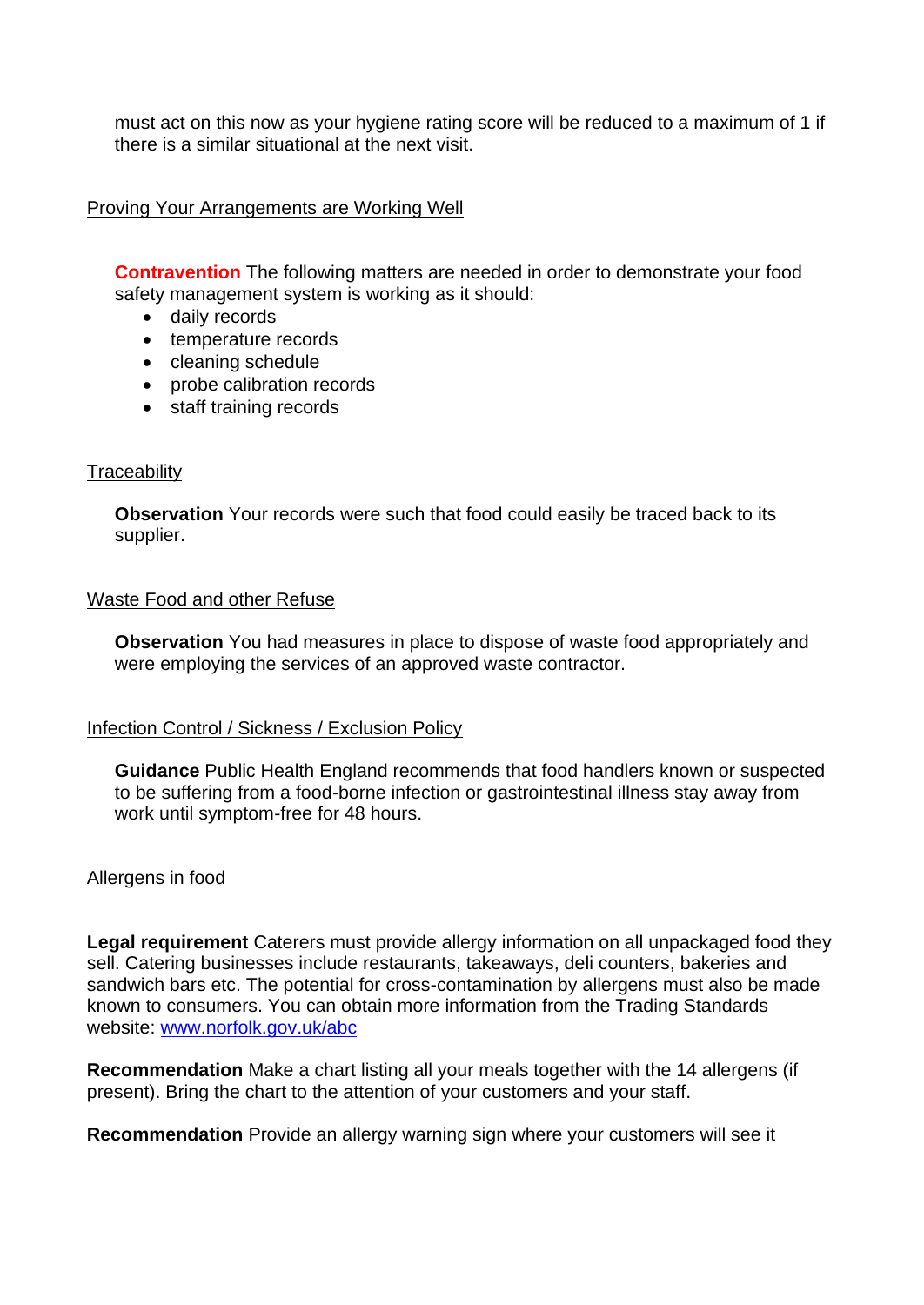must act on this now as your hygiene rating score will be reduced to a maximum of 1 if there is a similar situational at the next visit.

Proving Your Arrangements are Working Well

**Contravention** The following matters are needed in order to demonstrate your food safety management system is working as it should:

- daily records
- temperature records
- cleaning schedule
- probe calibration records
- staff training records

Traceability

**Observation** Your records were such that food could easily be traced back to its supplier.

Waste Food and other Refuse

**Observation** You had measures in place to dispose of waste food appropriately and were employing the services of an approved waste contractor.

Infection Control / Sickness / Exclusion Policy

**Guidance** Public Health England recommends that food handlers known or suspected to be suffering from a food-borne infection or gastrointestinal illness stay away from work until symptom-free for 48 hours.

Allergens in food

**Legal requirement** Caterers must provide allergy information on all unpackaged food they sell. Catering businesses include restaurants, takeaways, deli counters, bakeries and sandwich bars etc. The potential for cross-contamination by allergens must also be made known to consumers. You can obtain more information from the Trading Standards website: [www.norfolk.gov.uk/abc](www.norfolk.gov.uk/abc)

**Recommendation** Make a chart listing all your meals together with the 14 allergens (if present). Bring the chart to the attention of your customers and your staff.

**Recommendation** Provide an allergy warning sign where your customers will see it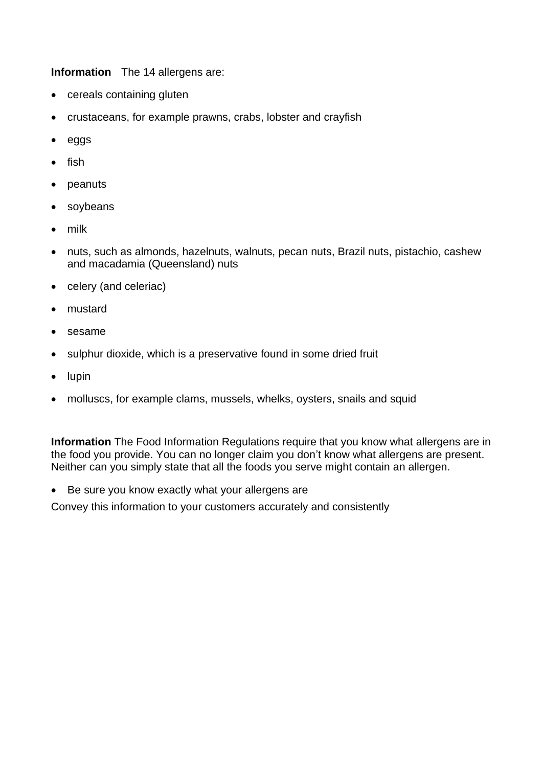**Information** The 14 allergens are:

- cereals containing gluten
- crustaceans, for example prawns, crabs, lobster and crayfish
- eggs
- fish
- peanuts
- soybeans
- milk
- nuts, such as almonds, hazelnuts, walnuts, pecan nuts, Brazil nuts, pistachio, cashew and macadamia (Queensland) nuts
- celery (and celeriac)
- mustard
- sesame
- sulphur dioxide, which is a preservative found in some dried fruit
- lupin
- molluscs, for example clams, mussels, whelks, oysters, snails and squid

**Information** The Food Information Regulations require that you know what allergens are in the food you provide. You can no longer claim you don't know what allergens are present. Neither can you simply state that all the foods you serve might contain an allergen.

- Be sure you know exactly what your allergens are

Convey this information to your customers accurately and consistently